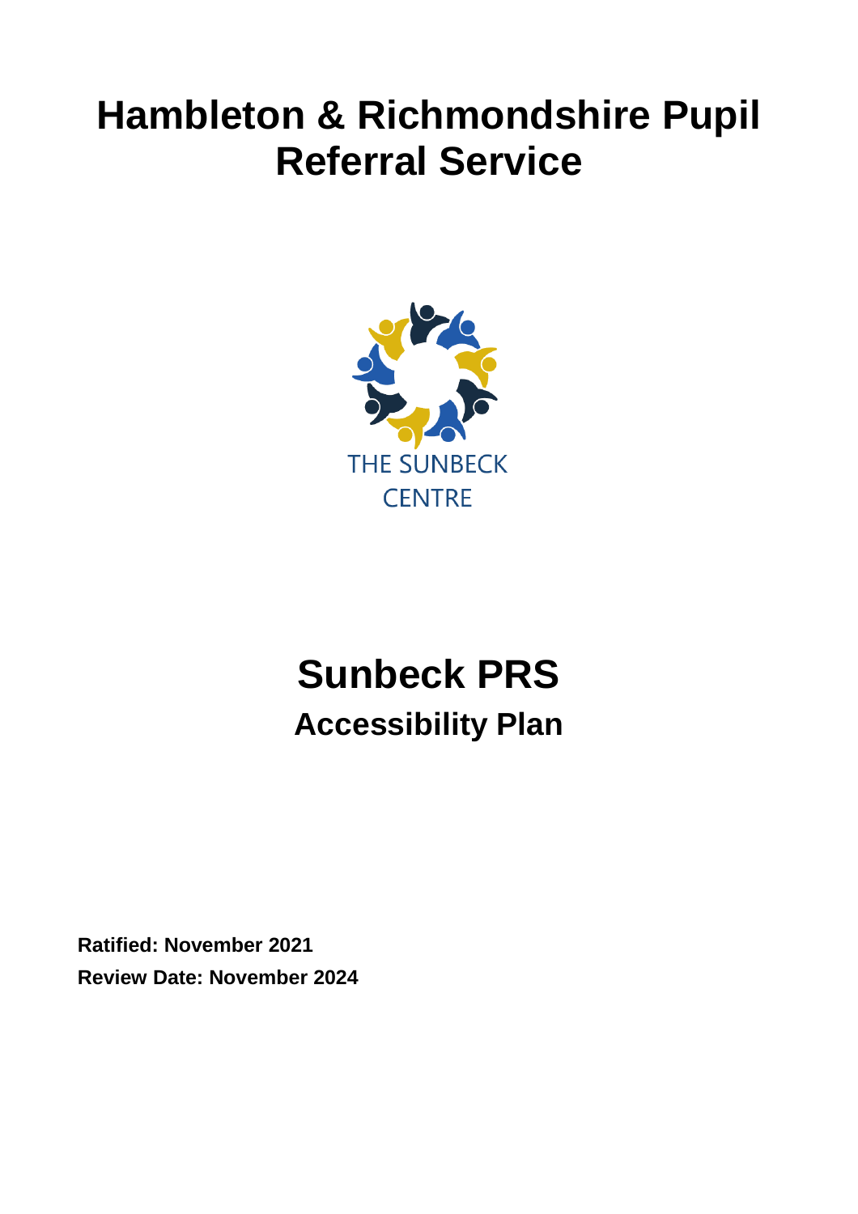# Hambleton & Richmondshire Pupil Referral Service

THE SUNBECK CENTRE

# Sunbeck PRS

## Accessibility Plan

**Ratified: November 2021**

**Review Date: November 2024**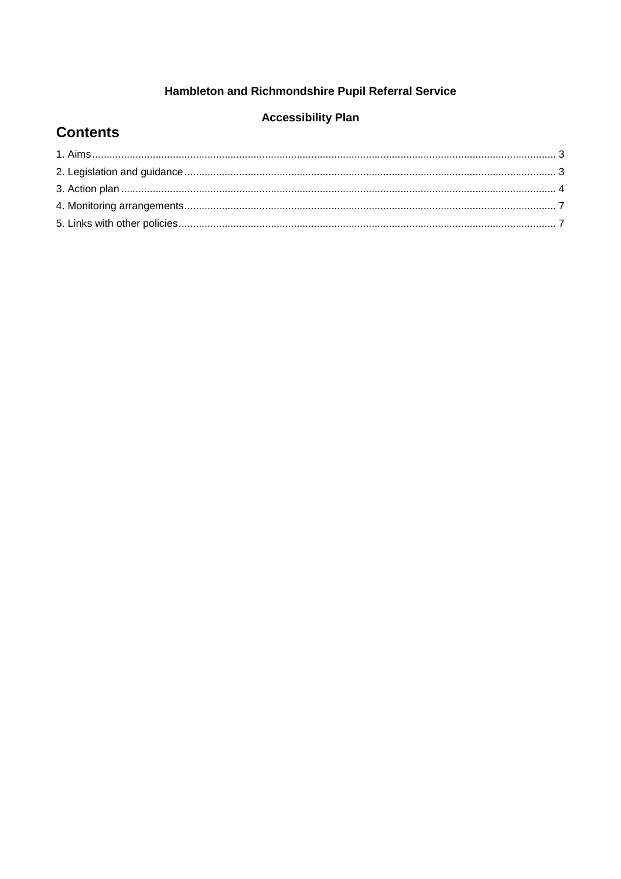**Hambleton and Richmondshire Pupil Referral Service**

**Accessibility Plan**

# Contents

1. Aims ........................................................................................................................................................ 3
2. Legislation and guidance ........................................................................................................................ 3
3. Action plan ............................................................................................................................................. 4
4. Monitoring arrangements ....................................................................................................................... 7
5. Links with other policies ......................................................................................................................... 7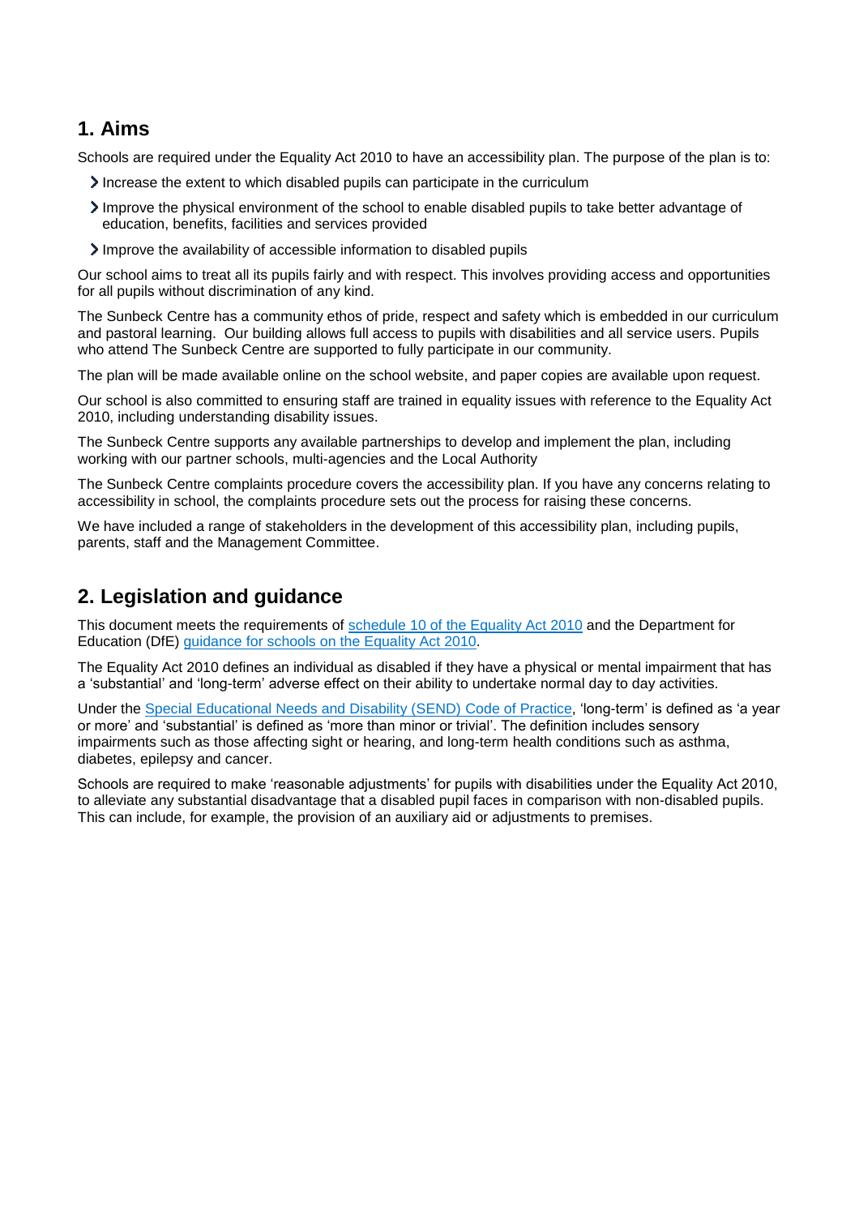## 1. Aims

Schools are required under the Equality Act 2010 to have an accessibility plan. The purpose of the plan is to:

- Increase the extent to which disabled pupils can participate in the curriculum
- Improve the physical environment of the school to enable disabled pupils to take better advantage of education, benefits, facilities and services provided
- Improve the availability of accessible information to disabled pupils

Our school aims to treat all its pupils fairly and with respect. This involves providing access and opportunities for all pupils without discrimination of any kind.

The Sunbeck Centre has a community ethos of pride, respect and safety which is embedded in our curriculum and pastoral learning. Our building allows full access to pupils with disabilities and all service users. Pupils who attend The Sunbeck Centre are supported to fully participate in our community.

The plan will be made available online on the school website, and paper copies are available upon request.

Our school is also committed to ensuring staff are trained in equality issues with reference to the Equality Act 2010, including understanding disability issues.

The Sunbeck Centre supports any available partnerships to develop and implement the plan, including working with our partner schools, multi-agencies and the Local Authority

The Sunbeck Centre complaints procedure covers the accessibility plan. If you have any concerns relating to accessibility in school, the complaints procedure sets out the process for raising these concerns.

We have included a range of stakeholders in the development of this accessibility plan, including pupils, parents, staff and the Management Committee.

## 2. Legislation and guidance

This document meets the requirements of schedule 10 of the Equality Act 2010 and the Department for Education (DfE) guidance for schools on the Equality Act 2010.

The Equality Act 2010 defines an individual as disabled if they have a physical or mental impairment that has a 'substantial' and 'long-term' adverse effect on their ability to undertake normal day to day activities.

Under the Special Educational Needs and Disability (SEND) Code of Practice, 'long-term' is defined as 'a year or more' and 'substantial' is defined as 'more than minor or trivial'. The definition includes sensory impairments such as those affecting sight or hearing, and long-term health conditions such as asthma, diabetes, epilepsy and cancer.

Schools are required to make 'reasonable adjustments' for pupils with disabilities under the Equality Act 2010, to alleviate any substantial disadvantage that a disabled pupil faces in comparison with non-disabled pupils. This can include, for example, the provision of an auxiliary aid or adjustments to premises.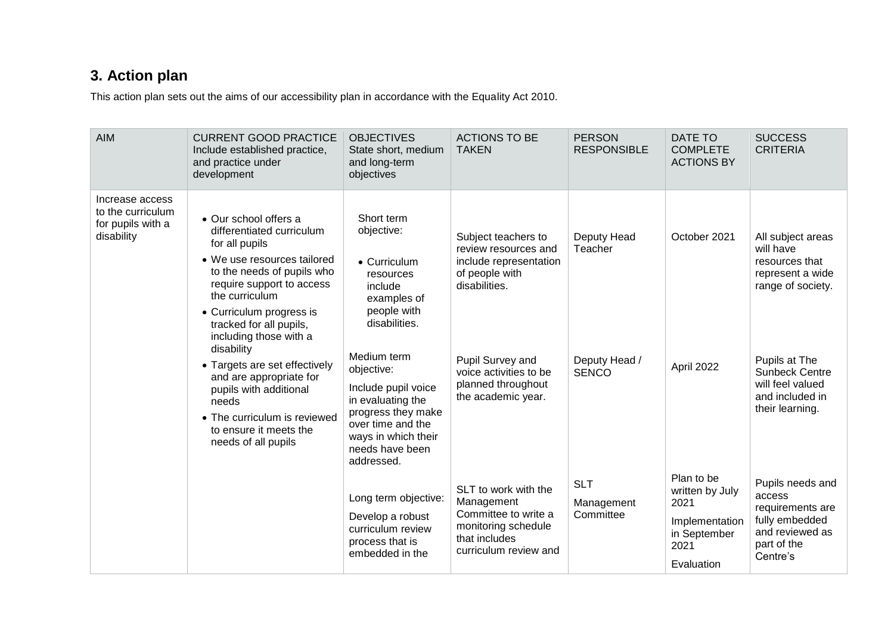## 3. Action plan

This action plan sets out the aims of our accessibility plan in accordance with the Equality Act 2010.

| AIM | CURRENT GOOD PRACTICE Include established practice, and practice under development | OBJECTIVES State short, medium and long-term objectives | ACTIONS TO BE TAKEN | PERSON RESPONSIBLE | DATE TO COMPLETE ACTIONS BY | SUCCESS CRITERIA |
|---|---|---|---|---|---|---|
| Increase access to the curriculum for pupils with a disability | • Our school offers a differentiated curriculum for all pupils<br>• We use resources tailored to the needs of pupils who require support to access the curriculum<br>• Curriculum progress is tracked for all pupils, including those with a disability<br>• Targets are set effectively and are appropriate for pupils with additional needs<br>• The curriculum is reviewed to ensure it meets the needs of all pupils | Short term objective:<br>• Curriculum resources include examples of people with disabilities. | Subject teachers to review resources and include representation of people with disabilities. | Deputy Head Teacher | October 2021 | All subject areas will have resources that represent a wide range of society. |
| | | Medium term objective:<br>Include pupil voice in evaluating the progress they make over time and the ways in which their needs have been addressed. | Pupil Survey and voice activities to be planned throughout the academic year. | Deputy Head / SENCO | April 2022 | Pupils at The Sunbeck Centre will feel valued and included in their learning. |
| | | Long term objective:<br>Develop a robust curriculum review process that is embedded in the | SLT to work with the Management Committee to write a monitoring schedule that includes curriculum review and | SLT<br>Management Committee | Plan to be written by July 2021<br>Implementation in September 2021<br>Evaluation | Pupils needs and access requirements are fully embedded and reviewed as part of the Centre's |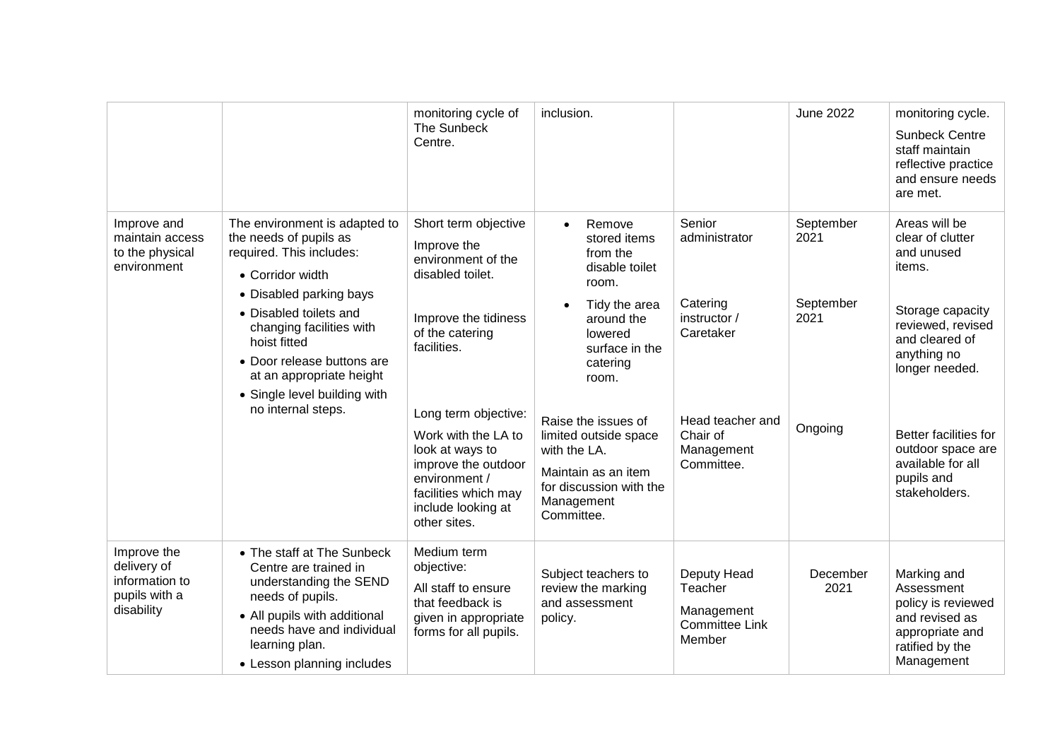| | | | | | | |
|---|---|---|---|---|---|---|
| | | monitoring cycle of The Sunbeck Centre. | inclusion. | | June 2022 | monitoring cycle.<br>Sunbeck Centre staff maintain reflective practice and ensure needs are met. |
| Improve and maintain access to the physical environment | The environment is adapted to the needs of pupils as required. This includes:<br>• Corridor width<br>• Disabled parking bays<br>• Disabled toilets and changing facilities with hoist fitted<br>• Door release buttons are at an appropriate height<br>• Single level building with no internal steps. | Short term objective<br>Improve the environment of the disabled toilet.<br><br>Improve the tidiness of the catering facilities.<br><br>Long term objective:<br>Work with the LA to look at ways to improve the outdoor environment / facilities which may include looking at other sites. | • Remove stored items from the disable toilet room.<br>• Tidy the area around the lowered surface in the catering room.<br><br>Raise the issues of limited outside space with the LA.<br>Maintain as an item for discussion with the Management Committee. | Senior administrator<br><br>Catering instructor / Caretaker<br><br>Head teacher and Chair of Management Committee. | September 2021<br><br>September 2021<br><br>Ongoing | Areas will be clear of clutter and unused items.<br><br>Storage capacity reviewed, revised and cleared of anything no longer needed.<br><br>Better facilities for outdoor space are available for all pupils and stakeholders. |
| Improve the delivery of information to pupils with a disability | • The staff at The Sunbeck Centre are trained in understanding the SEND needs of pupils.<br>• All pupils with additional needs have and individual learning plan.<br>• Lesson planning includes | Medium term objective:<br>All staff to ensure that feedback is given in appropriate forms for all pupils. | Subject teachers to review the marking and assessment policy. | Deputy Head Teacher<br>Management Committee Link Member | December 2021 | Marking and Assessment policy is reviewed and revised as appropriate and ratified by the Management |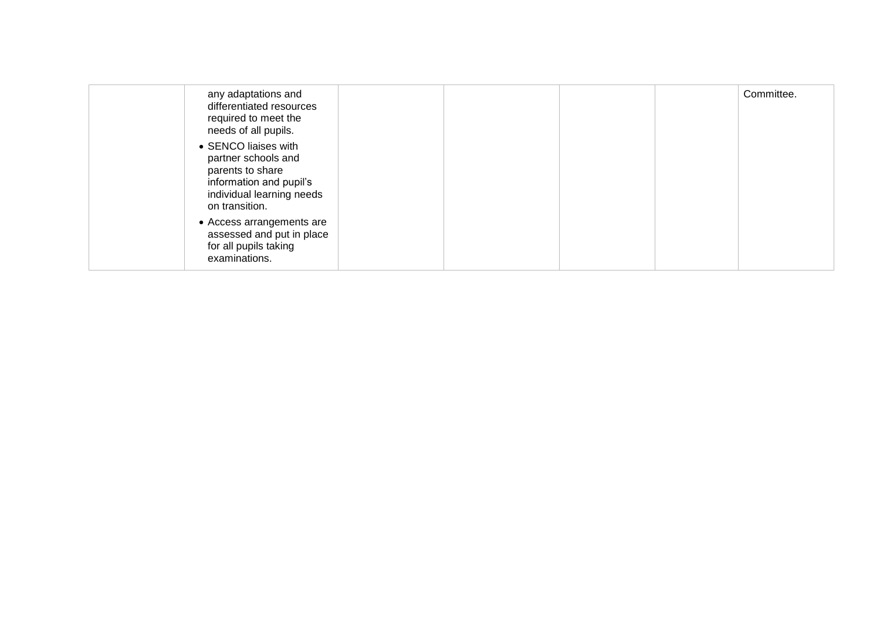| | | | | | | |
|---|---|---|---|---|---|---|
| | any adaptations and differentiated resources required to meet the needs of all pupils.<br>• SENCO liaises with partner schools and parents to share information and pupil's individual learning needs on transition.<br>• Access arrangements are assessed and put in place for all pupils taking examinations. | | | | | Committee. |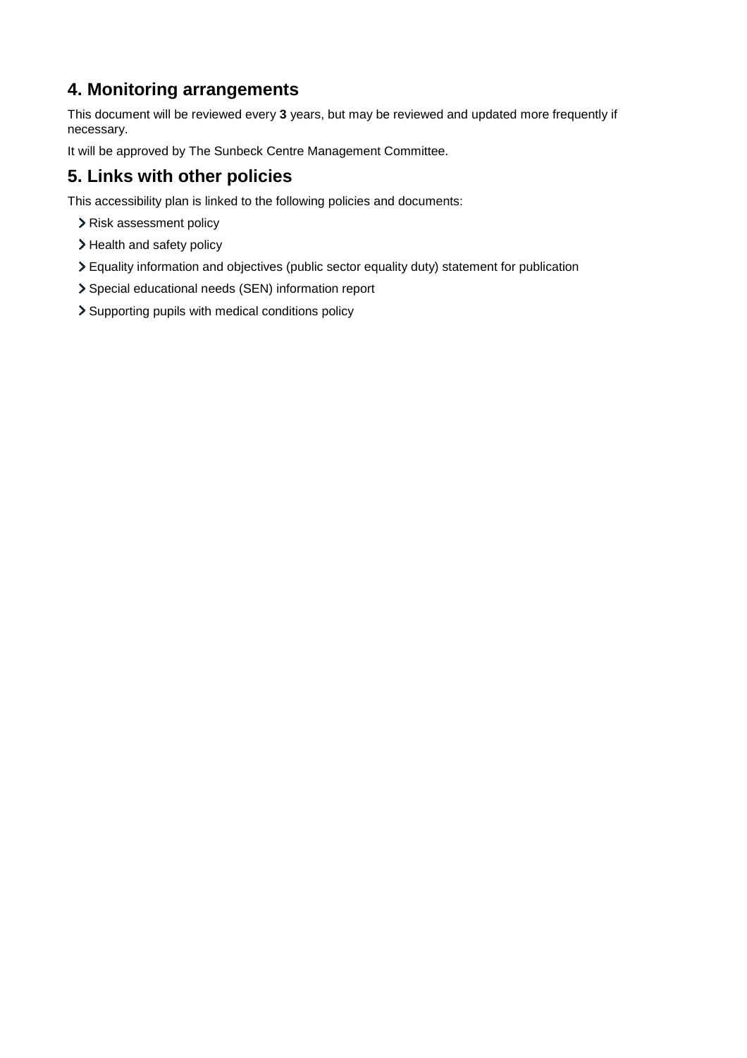## 4. Monitoring arrangements

This document will be reviewed every **3** years, but may be reviewed and updated more frequently if necessary.

It will be approved by The Sunbeck Centre Management Committee.

## 5. Links with other policies

This accessibility plan is linked to the following policies and documents:

- Risk assessment policy
- Health and safety policy
- Equality information and objectives (public sector equality duty) statement for publication
- Special educational needs (SEN) information report
- Supporting pupils with medical conditions policy